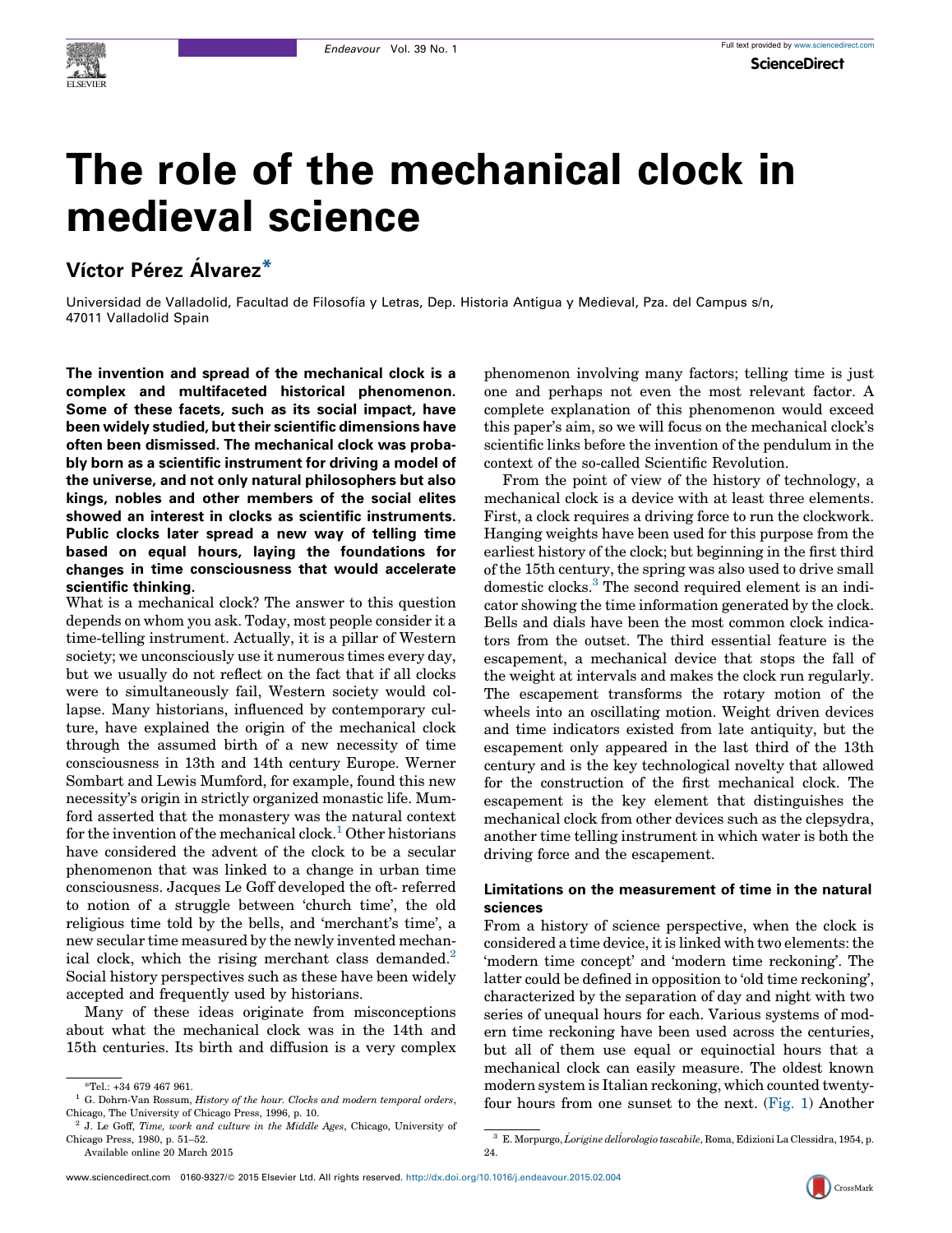# The role of the mechanical clock in medieval science

## Víctor Pérez Álvarez*

Universidad de Valladolid, Facultad de Filosofía y Letras, Dep. Historia Antigua y Medieval, Pza. del Campus s/n, 47011 Valladolid Spain

**The invention and spread of the mechanical clock is a complex and multifaceted historical phenomenon. Some of these facets, such as its social impact, have been widely studied, but their scientific dimensions have often been dismissed. The mechanical clock was probably born as a scientific instrument for driving a model of the universe, and not only natural philosophers but also kings, nobles and other members of the social elites showed an interest in clocks as scientific instruments. Public clocks later spread a new way of telling time based on equal hours, laying the foundations for changes in time consciousness that would accelerate scientific thinking.**

What is a mechanical clock? The answer to this question depends on whom you ask. Today, most people consider it a time-telling instrument. Actually, it is a pillar of Western society; we unconsciously use it numerous times every day, but we usually do not reflect on the fact that if all clocks were to simultaneously fail, Western society would collapse. Many historians, influenced by contemporary culture, have explained the origin of the mechanical clock through the assumed birth of a new necessity of time consciousness in 13th and 14th century Europe. Werner Sombart and Lewis Mumford, for example, found this new necessity's origin in strictly organized monastic life. Mumford asserted that the monastery was the natural context for the invention of the mechanical clock.[1] Other historians have considered the advent of the clock to be a secular phenomenon that was linked to a change in urban time consciousness. Jacques Le Goff developed the oft- referred to notion of a struggle between 'church time', the old religious time told by the bells, and 'merchant's time', a new secular time measured by the newly invented mechanical clock, which the rising merchant class demanded.[2] Social history perspectives such as these have been widely accepted and frequently used by historians.

Many of these ideas originate from misconceptions about what the mechanical clock was in the 14th and 15th centuries. Its birth and diffusion is a very complex phenomenon involving many factors; telling time is just one and perhaps not even the most relevant factor. A complete explanation of this phenomenon would exceed this paper's aim, so we will focus on the mechanical clock's scientific links before the invention of the pendulum in the context of the so-called Scientific Revolution.

From the point of view of the history of technology, a mechanical clock is a device with at least three elements. First, a clock requires a driving force to run the clockwork. Hanging weights have been used for this purpose from the earliest history of the clock; but beginning in the first third of the 15th century, the spring was also used to drive small domestic clocks.[3] The second required element is an indicator showing the time information generated by the clock. Bells and dials have been the most common clock indicators from the outset. The third essential feature is the escapement, a mechanical device that stops the fall of the weight at intervals and makes the clock run regularly. The escapement transforms the rotary motion of the wheels into an oscillating motion. Weight driven devices and time indicators existed from late antiquity, but the escapement only appeared in the last third of the 13th century and is the key technological novelty that allowed for the construction of the first mechanical clock. The escapement is the key element that distinguishes the mechanical clock from other devices such as the clepsydra, another time telling instrument in which water is both the driving force and the escapement.

### Limitations on the measurement of time in the natural sciences

From a history of science perspective, when the clock is considered a time device, it is linked with two elements: the 'modern time concept' and 'modern time reckoning'. The latter could be defined in opposition to 'old time reckoning', characterized by the separation of day and night with two series of unequal hours for each. Various systems of modern time reckoning have been used across the centuries, but all of them use equal or equinoctial hours that a mechanical clock can easily measure. The oldest known modern system is Italian reckoning, which counted twenty-four hours from one sunset to the next. (Fig. 1) Another

---

*Tel.: +34 679 467 961.

[1] G. Dohrn-Van Rossum, *History of the hour. Clocks and modern temporal orders*, Chicago, The University of Chicago Press, 1996, p. 10.

[2] J. Le Goff, *Time, work and culture in the Middle Ages*, Chicago, University of Chicago Press, 1980, p. 51–52.

[3] E. Morpurgo, *Ĺorigine dellórologio tascabile*, Roma, Edizioni La Clessidra, 1954, p. 24.

Available online 20 March 2015

0160-9327/© 2015 Elsevier Ltd. All rights reserved. http://dx.doi.org/10.1016/j.endeavour.2015.02.004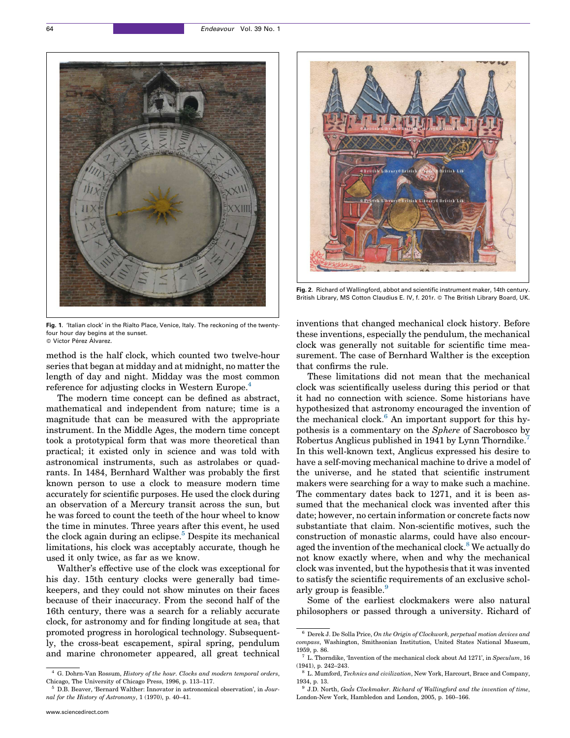Fig. 1. 'Italian clock' in the Rialto Place, Venice, Italy. The reckoning of the twenty-four hour day begins at the sunset.
© Víctor Pérez Álvarez.

Fig. 2. Richard of Wallingford, abbot and scientific instrument maker, 14th century. British Library, MS Cotton Claudius E. IV, f. 201r. © The British Library Board, UK.

method is the half clock, which counted two twelve-hour series that began at midday and at midnight, no matter the length of day and night. Midday was the most common reference for adjusting clocks in Western Europe.[4]

The modern time concept can be defined as abstract, mathematical and independent from nature; time is a magnitude that can be measured with the appropriate instrument. In the Middle Ages, the modern time concept took a prototypical form that was more theoretical than practical; it existed only in science and was told with astronomical instruments, such as astrolabes or quadrants. In 1484, Bernhard Walther was probably the first known person to use a clock to measure modern time accurately for scientific purposes. He used the clock during an observation of a Mercury transit across the sun, but he was forced to count the teeth of the hour wheel to know the time in minutes. Three years after this event, he used the clock again during an eclipse.[5] Despite its mechanical limitations, his clock was acceptably accurate, though he used it only twice, as far as we know.

Walther's effective use of the clock was exceptional for his day. 15th century clocks were generally bad timekeepers, and they could not show minutes on their faces because of their inaccuracy. From the second half of the 16th century, there was a search for a reliably accurate clock, for astronomy and for finding longitude at sea, that promoted progress in horological technology. Subsequently, the cross-beat escapement, spiral spring, pendulum and marine chronometer appeared, all great technical inventions that changed mechanical clock history. Before these inventions, especially the pendulum, the mechanical clock was generally not suitable for scientific time measurement. The case of Bernhard Walther is the exception that confirms the rule.

These limitations did not mean that the mechanical clock was scientifically useless during this period or that it had no connection with science. Some historians have hypothesized that astronomy encouraged the invention of the mechanical clock.[6] An important support for this hypothesis is a commentary on the *Sphere* of Sacrobosco by Robertus Anglicus published in 1941 by Lynn Thorndike.[7] In this well-known text, Anglicus expressed his desire to have a self-moving mechanical machine to drive a model of the universe, and he stated that scientific instrument makers were searching for a way to make such a machine. The commentary dates back to 1271, and it is been assumed that the mechanical clock was invented after this date; however, no certain information or concrete facts now substantiate that claim. Non-scientific motives, such the construction of monastic alarms, could have also encouraged the invention of the mechanical clock.[8] We actually do not know exactly where, when and why the mechanical clock was invented, but the hypothesis that it was invented to satisfy the scientific requirements of an exclusive scholarly group is feasible.[9]

Some of the earliest clockmakers were also natural philosophers or passed through a university. Richard of

---

[4] G. Dohrn-Van Rossum, *History of the hour. Clocks and modern temporal orders*, Chicago, The University of Chicago Press, 1996, p. 113–117.

[5] D.B. Beaver, 'Bernard Walther: Innovator in astronomical observation', in *Journal for the History of Astronomy*, 1 (1970), p. 40–41.

[6] Derek J. De Solla Price, *On the Origin of Clockwork, perpetual motion devices and compass*, Washington, Smithsonian Institution, United States National Museum, 1959, p. 86.

[7] L. Thorndike, 'Invention of the mechanical clock about Ad 1271', in *Speculum*, 16 (1941), p. 242–243.

[8] L. Mumford, *Technics and civilization*, New York, Harcourt, Brace and Company, 1934, p. 13.

[9] J.D. North, *God's Clockmaker. Richard of Wallingford and the invention of time*, London-New York, Hambledon and London, 2005, p. 160–166.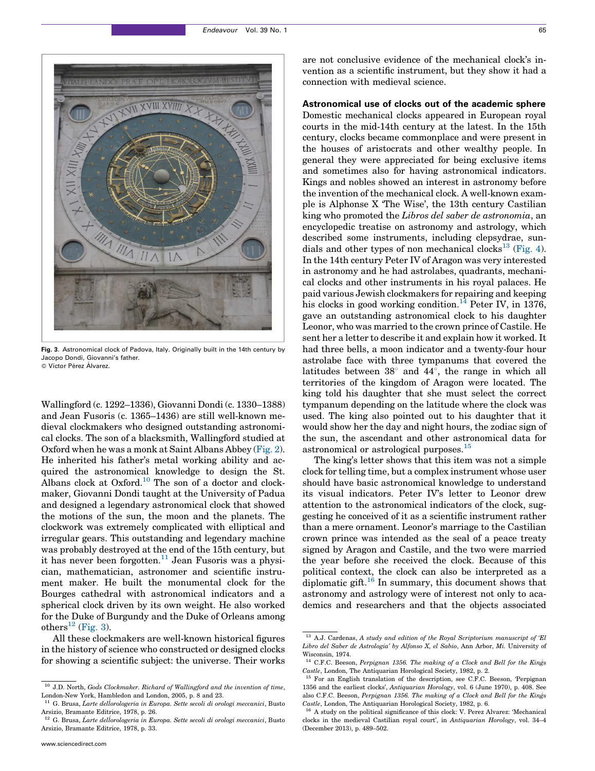Fig. 3. Astronomical clock of Padova, Italy. Originally built in the 14th century by Jacopo Dondi, Giovanni's father.
© Víctor Pérez Álvarez.

Wallingford (c. 1292–1336), Giovanni Dondi (c. 1330–1388) and Jean Fusoris (c. 1365–1436) are still well-known medieval clockmakers who designed outstanding astronomical clocks. The son of a blacksmith, Wallingford studied at Oxford when he was a monk at Saint Albans Abbey (Fig. 2). He inherited his father's metal working ability and acquired the astronomical knowledge to design the St. Albans clock at Oxford.[10] The son of a doctor and clockmaker, Giovanni Dondi taught at the University of Padua and designed a legendary astronomical clock that showed the motions of the sun, the moon and the planets. The clockwork was extremely complicated with elliptical and irregular gears. This outstanding and legendary machine was probably destroyed at the end of the 15th century, but it has never been forgotten.[11] Jean Fusoris was a physician, mathematician, astronomer and scientific instrument maker. He built the monumental clock for the Bourges cathedral with astronomical indicators and a spherical clock driven by its own weight. He also worked for the Duke of Burgundy and the Duke of Orleans among others[12] (Fig. 3).

All these clockmakers are well-known historical figures in the history of science who constructed or designed clocks for showing a scientific subject: the universe. Their works are not conclusive evidence of the mechanical clock's invention as a scientific instrument, but they show it had a connection with medieval science.

## Astronomical use of clocks out of the academic sphere

Domestic mechanical clocks appeared in European royal courts in the mid-14th century at the latest. In the 15th century, clocks became commonplace and were present in the houses of aristocrats and other wealthy people. In general they were appreciated for being exclusive items and sometimes also for having astronomical indicators. Kings and nobles showed an interest in astronomy before the invention of the mechanical clock. A well-known example is Alphonse X 'The Wise', the 13th century Castilian king who promoted the *Libros del saber de astronomia*, an encyclopedic treatise on astronomy and astrology, which described some instruments, including clepsydrae, sundials and other types of non mechanical clocks[13] (Fig. 4). In the 14th century Peter IV of Aragon was very interested in astronomy and he had astrolabes, quadrants, mechanical clocks and other instruments in his royal palaces. He paid various Jewish clockmakers for repairing and keeping his clocks in good working condition.[14] Peter IV, in 1376, gave an outstanding astronomical clock to his daughter Leonor, who was married to the crown prince of Castile. He sent her a letter to describe it and explain how it worked. It had three bells, a moon indicator and a twenty-four hour astrolabe face with three tympanums that covered the latitudes between 38° and 44°, the range in which all territories of the kingdom of Aragon were located. The king told his daughter that she must select the correct tympanum depending on the latitude where the clock was used. The king also pointed out to his daughter that it would show her the day and night hours, the zodiac sign of the sun, the ascendant and other astronomical data for astronomical or astrological purposes.[15]

The king's letter shows that this item was not a simple clock for telling time, but a complex instrument whose user should have basic astronomical knowledge to understand its visual indicators. Peter IV's letter to Leonor drew attention to the astronomical indicators of the clock, suggesting he conceived of it as a scientific instrument rather than a mere ornament. Leonor's marriage to the Castilian crown prince was intended as the seal of a peace treaty signed by Aragon and Castile, and the two were married the year before she received the clock. Because of this political context, the clock can also be interpreted as a diplomatic gift.[16] In summary, this document shows that astronomy and astrology were of interest not only to academics and researchers and that the objects associated

---

[10] J.D. North, *God's Clockmaker. Richard of Wallingford and the invention of time*, London-New York, Hambledon and London, 2005, p. 8 and 23.

[11] G. Brusa, *L'arte dell'orologeria in Europa. Sette secoli di orologi meccanici*, Busto Arsizio, Bramante Editrice, 1978, p. 26.

[12] G. Brusa, *L'arte dell'orologeria in Europa. Sette secoli di orologi meccanici*, Busto Arsizio, Bramante Editrice, 1978, p. 33.

[13] A.J. Cardenas, *A study and edition of the Royal Scriptorium manuscript of 'El Libro del Saber de Astrologia' by Alfonso X, el Sabio*, Ann Arbor, *Mi.* University of Wisconsin, 1974.

[14] C.F.C. Beeson, *Perpignan 1356. The making of a Clock and Bell for the King's Castle*, London, The Antiquarian Horological Society, 1982, p. 2.

[15] For an English translation of the description, see C.F.C. Beeson, 'Perpignan 1356 and the earliest clocks', *Antiquarian Horology*, vol. 6 (June 1970), p. 408. See also C.F.C. Beeson, *Perpignan 1356. The making of a Clock and Bell for the King's Castle*, London, The Antiquarian Horological Society, 1982, p. 6.

[16] A study on the political significance of this clock: V. Perez Alvarez: 'Mechanical clocks in the medieval Castilian royal court', in *Antiquarian Horology*, vol. 34–4 (December 2013), p. 489–502.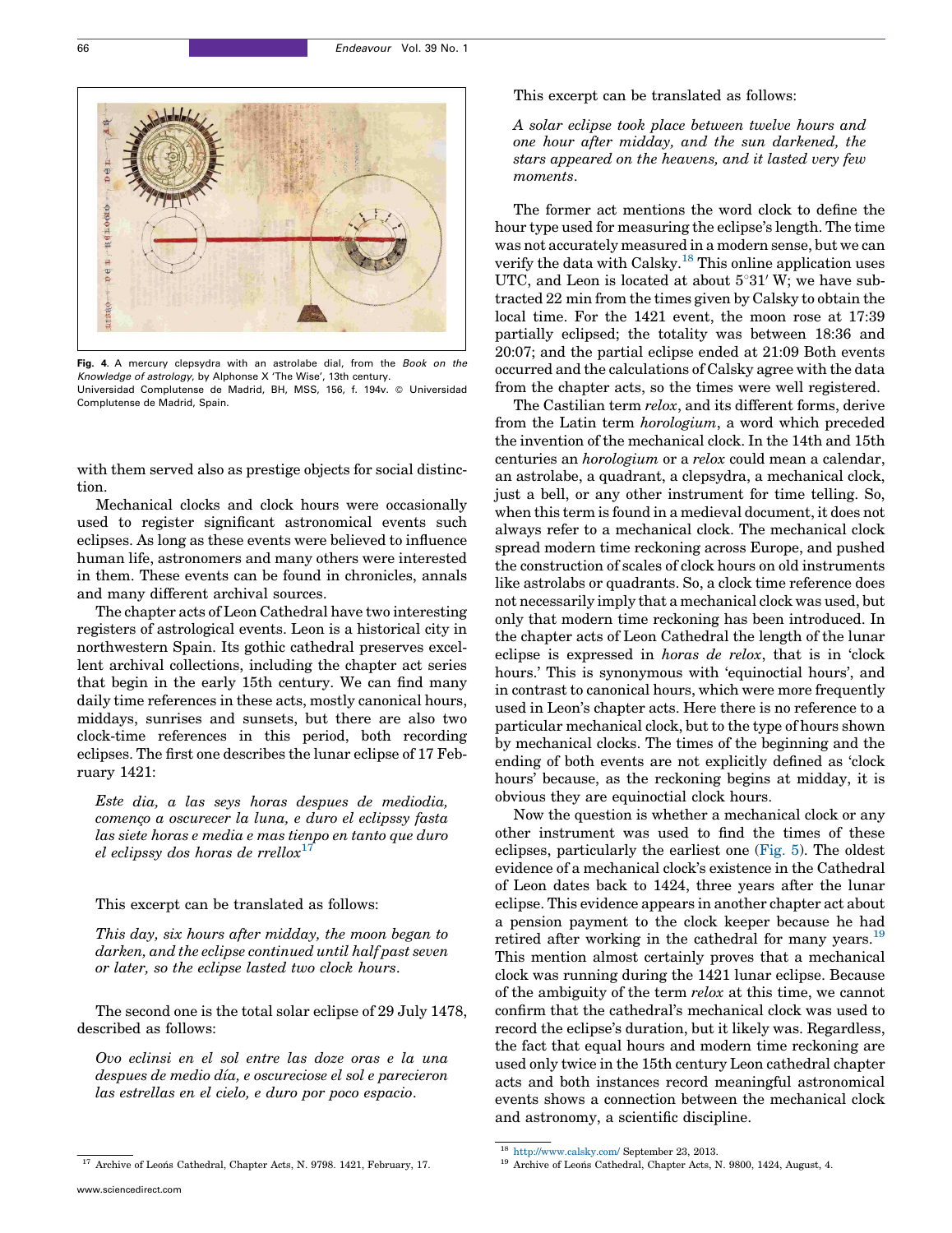Fig. 4. A mercury clepsydra with an astrolabe dial, from the *Book on the Knowledge of astrology*, by Alphonse X 'The Wise', 13th century. Universidad Complutense de Madrid, BH, MSS, 156, f. 194v. © Universidad Complutense de Madrid, Spain.

with them served also as prestige objects for social distinction.

Mechanical clocks and clock hours were occasionally used to register significant astronomical events such eclipses. As long as these events were believed to influence human life, astronomers and many others were interested in them. These events can be found in chronicles, annals and many different archival sources.

The chapter acts of Leon Cathedral have two interesting registers of astrological events. Leon is a historical city in northwestern Spain. Its gothic cathedral preserves excellent archival collections, including the chapter act series that begin in the early 15th century. We can find many daily time references in these acts, mostly canonical hours, middays, sunrises and sunsets, but there are also two clock-time references in this period, both recording eclipses. The first one describes the lunar eclipse of 17 February 1421:

> *Este dia, a las seys horas despues de mediodia, començo a oscurecer la luna, e duro el eclipssy fasta las siete horas e media e mas tienpo en tanto que duro el eclipssy dos horas de rrellox*[17]

This excerpt can be translated as follows:

> *This day, six hours after midday, the moon began to darken, and the eclipse continued until half past seven or later, so the eclipse lasted two clock hours*.

The second one is the total solar eclipse of 29 July 1478, described as follows:

> *Ovo eclinsi en el sol entre las doze oras e la una despues de medio día, e oscureciose el sol e parecieron las estrellas en el cielo, e duro por poco espacio*.

This excerpt can be translated as follows:

> *A solar eclipse took place between twelve hours and one hour after midday, the sun darkened, the stars appeared on the heavens, and it lasted very few moments*.

The former act mentions the word clock to define the hour type used for measuring the eclipse's length. The time was not accurately measured in a modern sense, but we can verify the data with Calsky.[18] This online application uses UTC, and Leon is located at about 5°31′ W; we have subtracted 22 min from the times given by Calsky to obtain the local time. For the 1421 event, the moon rose at 17:39 partially eclipsed; the totality was between 18:36 and 20:07; and the partial eclipse ended at 21:09 Both events occurred and the calculations of Calsky agree with the data from the chapter acts, so the times were well registered.

The Castilian term *relox*, and its different forms, derive from the Latin term *horologium*, a word which preceded the invention of the mechanical clock. In the 14th and 15th centuries an *horologium* or a *relox* could mean a calendar, an astrolabe, a quadrant, a clepsydra, a mechanical clock, just a bell, or any other instrument for time telling. So, when this term is found in a medieval document, it does not always refer to a mechanical clock. The mechanical clock spread modern time reckoning across Europe, and pushed the construction of scales of clock hours on old instruments like astrolabs or quadrants. So, a clock time reference does not necessarily imply that a mechanical clock was used, but only that modern time reckoning has been introduced. In the chapter acts of Leon Cathedral the length of the lunar eclipse is expressed in *horas de relox*, that is in 'clock hours.' This is synonymous with 'equinoctial hours', and in contrast to canonical hours, which were more frequently used in Leon's chapter acts. Here there is no reference to a particular mechanical clock, but to the type of hours shown by mechanical clocks. The times of the beginning and the ending of both events are not explicitly defined as 'clock hours' because, as the reckoning begins at midday, it is obvious they are equinoctial clock hours.

Now the question is whether a mechanical clock or any other instrument was used to find the times of these eclipses, particularly the earliest one (Fig. 5). The oldest evidence of a mechanical clock's existence in the Cathedral of Leon dates back to 1424, three years after the lunar eclipse. This evidence appears in another chapter act about a pension payment to the clock keeper because he had retired after working in the cathedral for many years.[19] This mention almost certainly proves that a mechanical clock was running during the 1421 lunar eclipse. Because of the ambiguity of the term *relox* at this time, we cannot confirm that the cathedral's mechanical clock was used to record the eclipse's duration, but it likely was. Regardless, the fact that equal hours and modern time reckoning are used only twice in the 15th century Leon cathedral chapter acts and both instances record meaningful astronomical events shows a connection between the mechanical clock and astronomy, a scientific discipline.

[17] Archive of Leoń's Cathedral, Chapter Acts, N. 9798. 1421, February, 17.

[18] http://www.calsky.com/ September 23, 2013.

[19] Archive of Leoń's Cathedral, Chapter Acts, N. 9800, 1424, August, 4.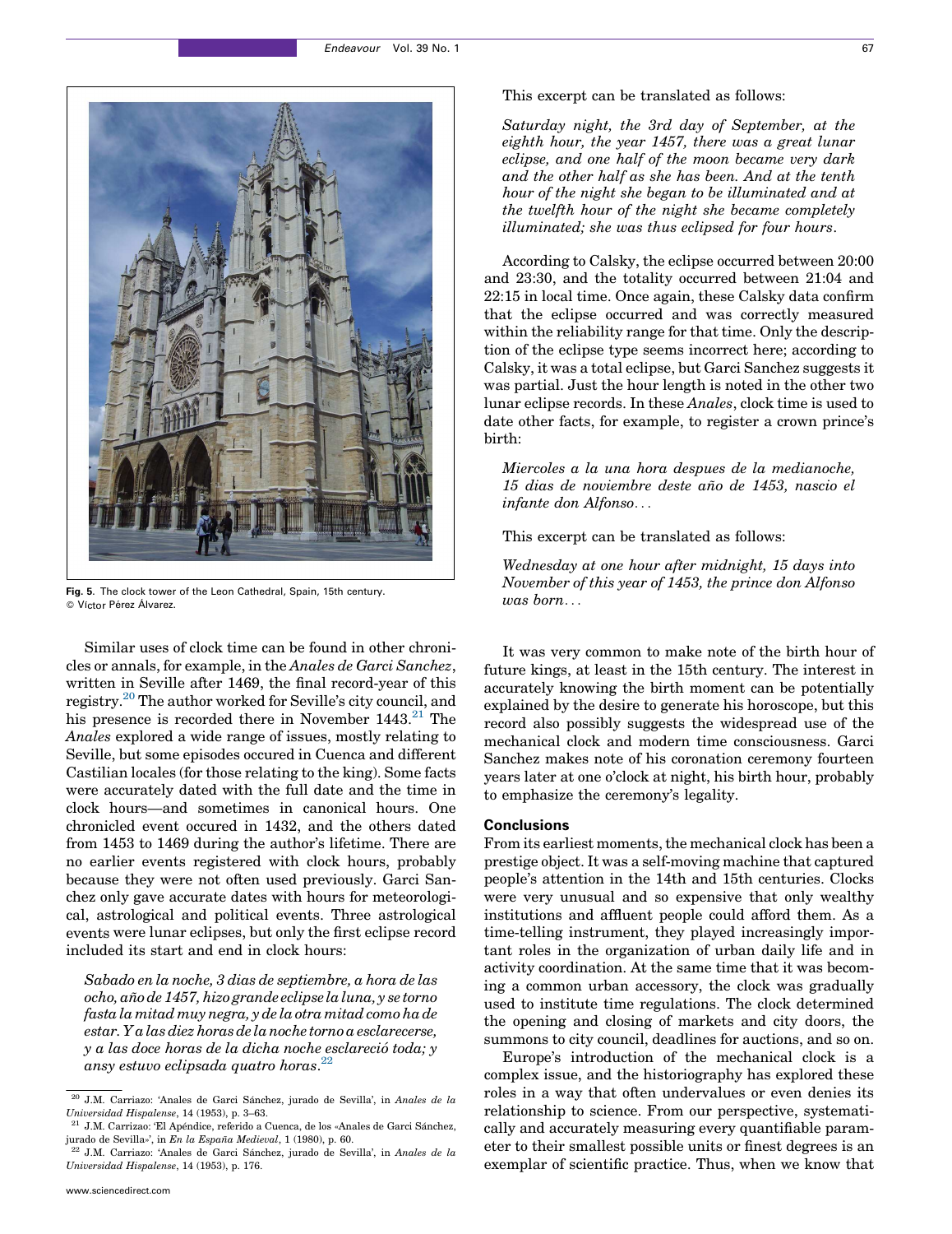Fig. 5. The clock tower of the Leon Cathedral, Spain, 15th century. © Víctor Pérez Álvarez.

Similar uses of clock time can be found in other chronicles or annals, for example, in the *Anales de Garci Sanchez*, written in Seville after 1469, the final record-year of this registry.[20] The author worked for Seville's city council, and his presence is recorded there in November 1443.[21] The *Anales* explored a wide range of issues, mostly relating to Seville, but some episodes occured in Cuenca and different Castilian locales (for those relating to the king). Some facts were accurately dated with the full date and the time in clock hours—and sometimes in canonical hours. One chronicled event occured in 1432, and the others dated from 1453 to 1469 during the author's lifetime. There are no earlier events registered with clock hours, probably because they were not often used previously. Garci Sanchez only gave accurate dates with hours for meteorological, astrological and political events. Three astrological events were lunar eclipses, but only the first eclipse record included its start and end in clock hours:

*Sabado en la noche, 3 dias de septiembre, a hora de las ocho, año de 1457, hizo grande eclipse la luna, y se torno fasta la mitad muy negra, y de la otra mitad como ha de estar. Y a las diez horas de la noche torno a esclarecerse, y a las doce horas de la dicha noche esclareció toda; y ansy estuvo eclipsada quatro horas*.[22]

This excerpt can be translated as follows:

*Saturday night, the 3rd day of September, at the eighth hour, the year 1457, there was a great lunar eclipse, and one half of the moon became very dark and the other half as she has been. And at the tenth hour of the night she began to be illuminated and at the twelfth hour of the night she became completely illuminated; she was thus eclipsed for four hours*.

According to Calsky, the eclipse occurred between 20:00 and 23:30, and the totality occurred between 21:04 and 22:15 in local time. Once again, these Calsky data confirm that the eclipse occurred and was correctly measured within the reliability range for that time. Only the description of the eclipse type seems incorrect here; according to Calsky, it was a total eclipse, but Garci Sanchez suggests it was partial. Just the hour length is noted in the other two lunar eclipse records. In these *Anales*, clock time is used to date other facts, for example, to register a crown prince's birth:

*Miercoles a la una hora despues de la medianoche, 15 dias de noviembre deste año de 1453, nascio el infante don Alfonso…*

This excerpt can be translated as follows:

*Wednesday at one hour after midnight, 15 days into November of this year of 1453, the prince don Alfonso was born…*

It was very common to make note of the birth hour of future kings, at least in the 15th century. The interest in accurately knowing the birth moment can be potentially explained by the desire to generate his horoscope, but this record also possibly suggests the widespread use of the mechanical clock and modern time consciousness. Garci Sanchez makes note of his coronation ceremony fourteen years later at one o'clock at night, his birth hour, probably to emphasize the ceremony's legality.

## Conclusions

From its earliest moments, the mechanical clock has been a prestige object. It was a self-moving machine that captured people's attention in the 14th and 15th centuries. Clocks were very unusual and so expensive that only wealthy institutions and affluent people could afford them. As a time-telling instrument, they played increasingly important roles in the organization of urban daily life and in activity coordination. At the same time that it was becoming a common urban accessory, the clock was gradually used to institute time regulations. The clock determined the opening and closing of markets and city doors, the summons to city council, deadlines for auctions, and so on.

Europe's introduction of the mechanical clock is a complex issue, and the historiography has explored these roles in a way that often undervalues or even denies its relationship to science. From our perspective, systematically and accurately measuring every quantifiable parameter to their smallest possible units or finest degrees is an exemplar of scientific practice. Thus, when we know that

---

[20] J.M. Carriazo: 'Anales de Garci Sánchez, jurado de Sevilla', in *Anales de la Universidad Hispalense*, 14 (1953), p. 3–63.

[21] J.M. Carrizao: 'El Apéndice, referido a Cuenca, de los «Anales de Garci Sánchez, jurado de Sevilla»', in *En la España Medieval*, 1 (1980), p. 60.

[22] J.M. Carriazo: 'Anales de Garci Sánchez, jurado de Sevilla', in *Anales de la Universidad Hispalense*, 14 (1953), p. 176.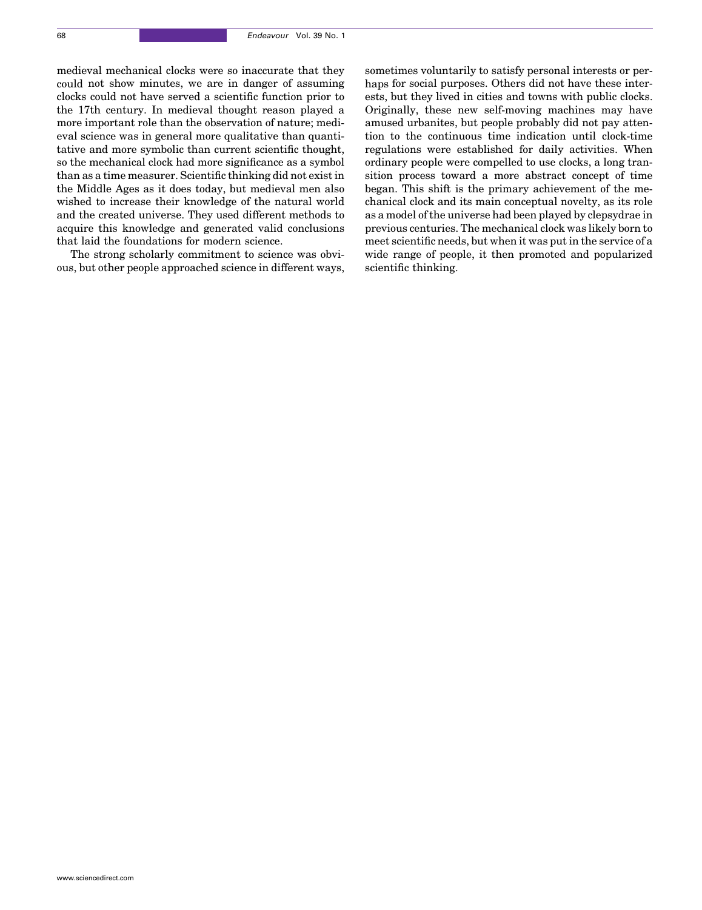medieval mechanical clocks were so inaccurate that they could not show minutes, we are in danger of assuming clocks could not have served a scientific function prior to the 17th century. In medieval thought reason played a more important role than the observation of nature; medieval science was in general more qualitative than quantitative and more symbolic than current scientific thought, so the mechanical clock had more significance as a symbol than as a time measurer. Scientific thinking did not exist in the Middle Ages as it does today, but medieval men also wished to increase their knowledge of the natural world and the created universe. They used different methods to acquire this knowledge and generated valid conclusions that laid the foundations for modern science.

The strong scholarly commitment to science was obvious, but other people approached science in different ways, sometimes voluntarily to satisfy personal interests or perhaps for social purposes. Others did not have these interests, but they lived in cities and towns with public clocks. Originally, these new self-moving machines may have amused urbanites, but people probably did not pay attention to the continuous time indication until clock-time regulations were established for daily activities. When ordinary people were compelled to use clocks, a long transition process toward a more abstract concept of time began. This shift is the primary achievement of the mechanical clock and its main conceptual novelty, as its role as a model of the universe had been played by clepsydrae in previous centuries. The mechanical clock was likely born to meet scientific needs, but when it was put in the service of a wide range of people, it then promoted and popularized scientific thinking.